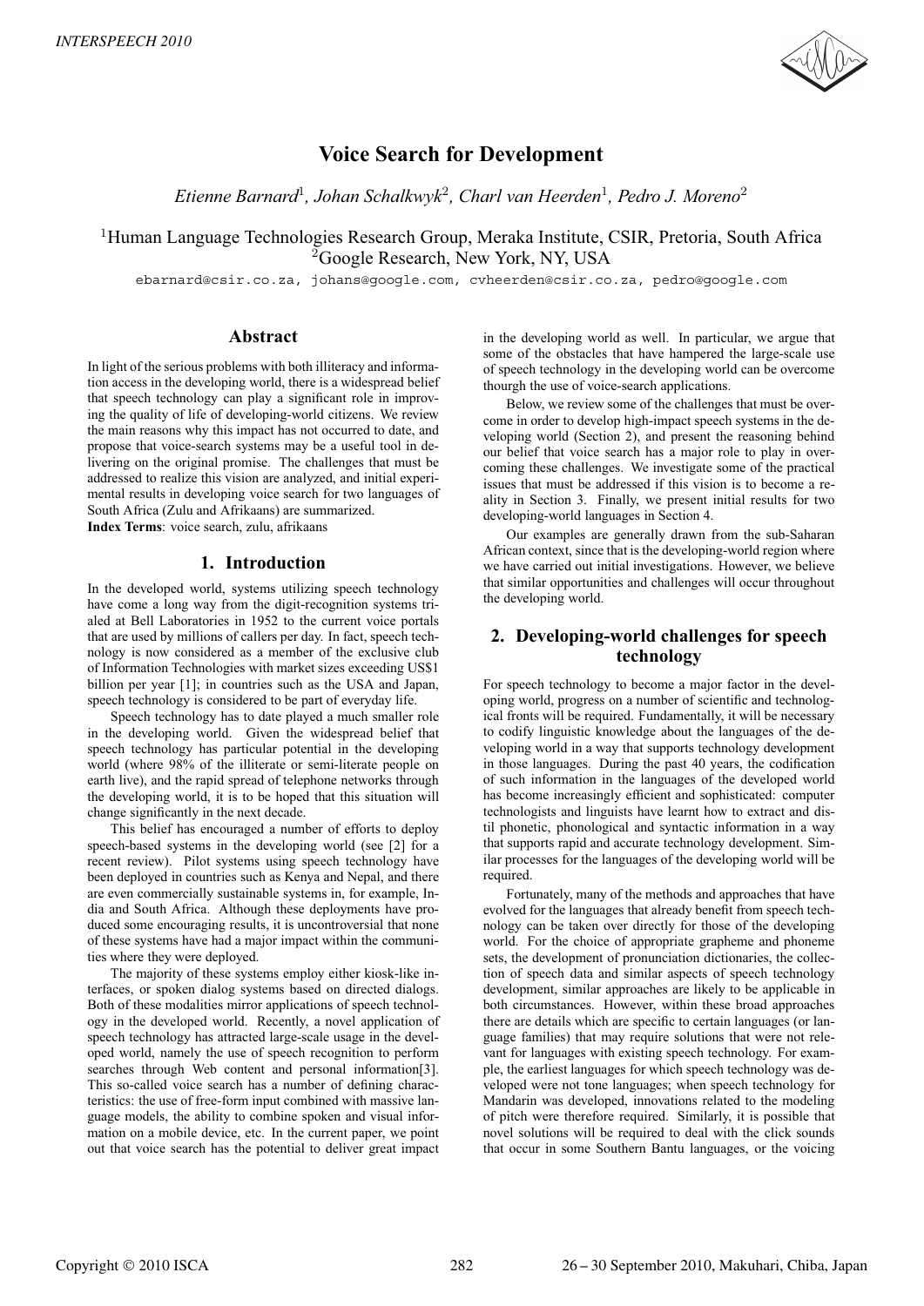# Voice Search for Development

*Etienne Barnard*[1], *Johan Schalkwyk*[2], *Charl van Heerden*[1], *Pedro J. Moreno*[2]

[1]Human Language Technologies Research Group, Meraka Institute, CSIR, Pretoria, South Africa
[2]Google Research, New York, NY, USA

ebarnard@csir.co.za, johans@google.com, cvheerden@csir.co.za, pedro@google.com

## Abstract

In light of the serious problems with both illiteracy and information access in the developing world, there is a widespread belief that speech technology can play a significant role in improving the quality of life of developing-world citizens. We review the main reasons why this impact has not occurred to date, and propose that voice-search systems may be a useful tool in delivering on the original promise. The challenges that must be addressed to realize this vision are analyzed, and initial experimental results in developing voice search for two languages of South Africa (Zulu and Afrikaans) are summarized.

**Index Terms**: voice search, zulu, afrikaans

## 1. Introduction

In the developed world, systems utilizing speech technology have come a long way from the digit-recognition systems trialed at Bell Laboratories in 1952 to the current voice portals that are used by millions of callers per day. In fact, speech technology is now considered as a member of the exclusive club of Information Technologies with market sizes exceeding US$1 billion per year [1]; in countries such as the USA and Japan, speech technology is considered to be part of everyday life.

Speech technology has to date played a much smaller role in the developing world. Given the widespread belief that speech technology has particular potential in the developing world (where 98% of the illiterate or semi-literate people on earth live), and the rapid spread of telephone networks through the developing world, it is to be hoped that this situation will change significantly in the next decade.

This belief has encouraged a number of efforts to deploy speech-based systems in the developing world (see [2] for a recent review). Pilot systems using speech technology have been deployed in countries such as Kenya and Nepal, and there are even commercially sustainable systems in, for example, India and South Africa. Although these deployments have produced some encouraging results, it is uncontroversial that none of these systems have had a major impact within the communities where they were deployed.

The majority of these systems employ either kiosk-like interfaces, or spoken dialog systems based on directed dialogs. Both of these modalities mirror applications of speech technology in the developed world. Recently, a novel application of speech technology has attracted large-scale usage in the developed world, namely the use of speech recognition to perform searches through Web content and personal information[3]. This so-called voice search has a number of defining characteristics: the use of free-form input combined with massive language models, the ability to combine spoken and visual information on a mobile device, etc. In the current paper, we point out that voice search has the potential to deliver great impact in the developing world as well. In particular, we argue that some of the obstacles that have hampered the large-scale use of speech technology in the developing world can be overcome thourgh the use of voice-search applications.

Below, we review some of the challenges that must be overcome in order to develop high-impact speech systems in the developing world (Section 2), and present the reasoning behind our belief that voice search has a major role to play in overcoming these challenges. We investigate some of the practical issues that must be addressed if this vision is to become a reality in Section 3. Finally, we present initial results for two developing-world languages in Section 4.

Our examples are generally drawn from the sub-Saharan African context, since that is the developing-world region where we have carried out initial investigations. However, we believe that similar opportunities and challenges will occur throughout the developing world.

## 2. Developing-world challenges for speech technology

For speech technology to become a major factor in the developing world, progress on a number of scientific and technological fronts will be required. Fundamentally, it will be necessary to codify linguistic knowledge about the languages of the developing world in a way that supports technology development in those languages. During the past 40 years, the codification of such information in the languages of the developed world has become increasingly efficient and sophisticated: computer technologists and linguists have learnt how to extract and distil phonetic, phonological and syntactic information in a way that supports rapid and accurate technology development. Similar processes for the languages of the developing world will be required.

Fortunately, many of the methods and approaches that have evolved for the languages that already benefit from speech technology can be taken over directly for those of the developing world. For the choice of appropriate grapheme and phoneme sets, the development of pronunciation dictionaries, the collection of speech data and similar aspects of speech technology development, similar approaches are likely to be applicable in both circumstances. However, within these broad approaches there are details which are specific to certain languages (or language families) that may require solutions that were not relevant for languages with existing speech technology. For example, the earliest languages for which speech technology was developed were not tone languages; when speech technology for Mandarin was developed, innovations related to the modeling of pitch were therefore required. Similarly, it is possible that novel solutions will be required to deal with the click sounds that occur in some Southern Bantu languages, or the voicing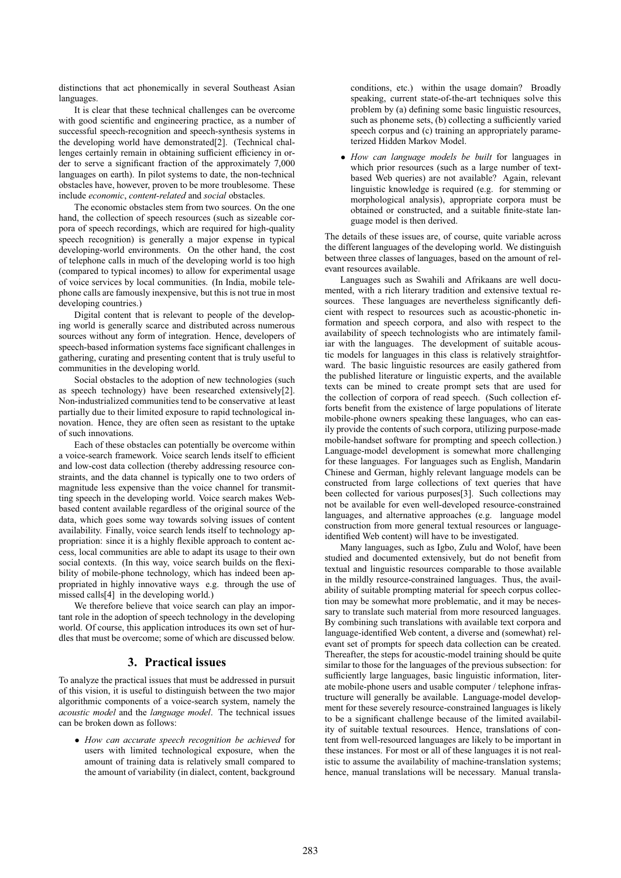distinctions that act phonemically in several Southeast Asian languages.

It is clear that these technical challenges can be overcome with good scientific and engineering practice, as a number of successful speech-recognition and speech-synthesis systems in the developing world have demonstrated[2]. (Technical challenges certainly remain in obtaining sufficient efficiency in order to serve a significant fraction of the approximately 7,000 languages on earth). In pilot systems to date, the non-technical obstacles have, however, proven to be more troublesome. These include *economic*, *content-related* and *social* obstacles.

The economic obstacles stem from two sources. On the one hand, the collection of speech resources (such as sizeable corpora of speech recordings, which are required for high-quality speech recognition) is generally a major expense in typical developing-world environments. On the other hand, the cost of telephone calls in much of the developing world is too high (compared to typical incomes) to allow for experimental usage of voice services by local communities. (In India, mobile telephone calls are famously inexpensive, but this is not true in most developing countries.)

Digital content that is relevant to people of the developing world is generally scarce and distributed across numerous sources without any form of integration. Hence, developers of speech-based information systems face significant challenges in gathering, curating and presenting content that is truly useful to communities in the developing world.

Social obstacles to the adoption of new technologies (such as speech technology) have been researched extensively[2]. Non-industrialized communities tend to be conservative at least partially due to their limited exposure to rapid technological innovation. Hence, they are often seen as resistant to the uptake of such innovations.

Each of these obstacles can potentially be overcome within a voice-search framework. Voice search lends itself to efficient and low-cost data collection (thereby addressing resource constraints, and the data channel is typically one to two orders of magnitude less expensive than the voice channel for transmitting speech in the developing world. Voice search makes Web-based content available regardless of the original source of the data, which goes some way towards solving issues of content availability. Finally, voice search lends itself to technology appropriation: since it is a highly flexible approach to content access, local communities are able to adapt its usage to their own social contexts. (In this way, voice search builds on the flexibility of mobile-phone technology, which has indeed been appropriated in highly innovative ways e.g. through the use of missed calls[4] in the developing world.)

We therefore believe that voice search can play an important role in the adoption of speech technology in the developing world. Of course, this application introduces its own set of hurdles that must be overcome; some of which are discussed below.

## 3. Practical issues

To analyze the practical issues that must be addressed in pursuit of this vision, it is useful to distinguish between the two major algorithmic components of a voice-search system, namely the *acoustic model* and the *language model*. The technical issues can be broken down as follows:

- *How can accurate speech recognition be achieved* for users with limited technological exposure, when the amount of training data is relatively small compared to the amount of variability (in dialect, content, background conditions, etc.) within the usage domain? Broadly speaking, current state-of-the-art techniques solve this problem by (a) defining some basic linguistic resources, such as phoneme sets, (b) collecting a sufficiently varied speech corpus and (c) training an appropriately parameterized Hidden Markov Model.
- *How can language models be built* for languages in which prior resources (such as a large number of text-based Web queries) are not available? Again, relevant linguistic knowledge is required (e.g. for stemming or morphological analysis), appropriate corpora must be obtained or constructed, and a suitable finite-state language model is then derived.

The details of these issues are, of course, quite variable across the different languages of the developing world. We distinguish between three classes of languages, based on the amount of relevant resources available.

Languages such as Swahili and Afrikaans are well documented, with a rich literary tradition and extensive textual resources. These languages are nevertheless significantly deficient with respect to resources such as acoustic-phonetic information and speech corpora, and also with respect to the availability of speech technologists who are intimately familiar with the languages. The development of suitable acoustic models for languages in this class is relatively straightforward. The basic linguistic resources are easily gathered from the published literature or linguistic experts, and the available texts can be mined to create prompt sets that are used for the collection of corpora of read speech. (Such collection efforts benefit from the existence of large populations of literate mobile-phone owners speaking these languages, who can easily provide the contents of such corpora, utilizing purpose-made mobile-handset software for prompting and speech collection.) Language-model development is somewhat more challenging for these languages. For languages such as English, Mandarin Chinese and German, highly relevant language models can be constructed from large collections of text queries that have been collected for various purposes[3]. Such collections may not be available for even well-developed resource-constrained languages, and alternative approaches (e.g. language model construction from more general textual resources or language-identified Web content) will have to be investigated.

Many languages, such as Igbo, Zulu and Wolof, have been studied and documented extensively, but do not benefit from textual and linguistic resources comparable to those available in the mildly resource-constrained languages. Thus, the availability of suitable prompting material for speech corpus collection may be somewhat more problematic, and it may be necessary to translate such material from more resourced languages. By combining such translations with available text corpora and language-identified Web content, a diverse and (somewhat) relevant set of prompts for speech data collection can be created. Thereafter, the steps for acoustic-model training should be quite similar to those for the languages of the previous subsection: for sufficiently large languages, basic linguistic information, literate mobile-phone users and usable computer / telephone infrastructure will generally be available. Language-model development for these severely resource-constrained languages is likely to be a significant challenge because of the limited availability of suitable textual resources. Hence, translations of content from well-resourced languages are likely to be important in these instances. For most or all of these languages it is not realistic to assume the availability of machine-translation systems; hence, manual translations will be necessary. Manual transla-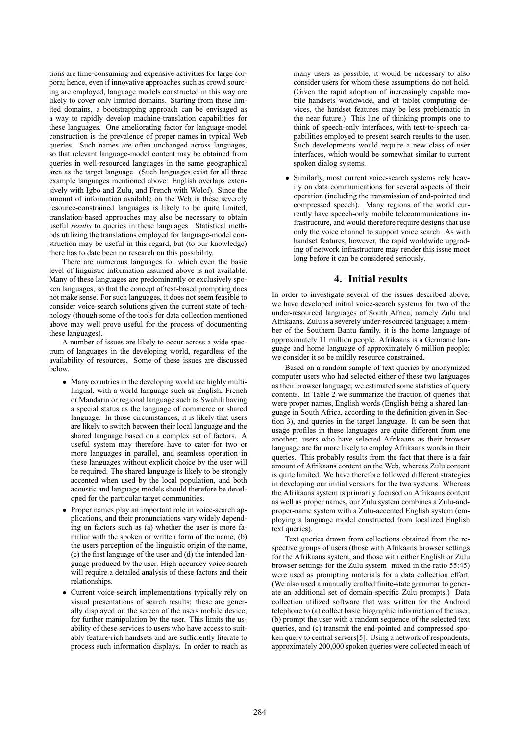tions are time-consuming and expensive activities for large corpora; hence, even if innovative approaches such as crowd sourcing are employed, language models constructed in this way are likely to cover only limited domains. Starting from these limited domains, a bootstrapping approach can be envisaged as a way to rapidly develop machine-translation capabilities for these languages. One ameliorating factor for language-model construction is the prevalence of proper names in typical Web queries. Such names are often unchanged across languages, so that relevant language-model content may be obtained from queries in well-resourced languages in the same geographical area as the target language. (Such languages exist for all three example languages mentioned above: English overlaps extensively with Igbo and Zulu, and French with Wolof). Since the amount of information available on the Web in these severely resource-constrained languages is likely to be quite limited, translation-based approaches may also be necessary to obtain useful *results* to queries in these languages. Statistical methods utilizing the translations employed for language-model construction may be useful in this regard, but (to our knowledge) there has to date been no research on this possibility.

There are numerous languages for which even the basic level of linguistic information assumed above is not available. Many of these languages are predominantly or exclusively spoken languages, so that the concept of text-based prompting does not make sense. For such languages, it does not seem feasible to consider voice-search solutions given the current state of technology (though some of the tools for data collection mentioned above may well prove useful for the process of documenting these languages).

A number of issues are likely to occur across a wide spectrum of languages in the developing world, regardless of the availability of resources. Some of these issues are discussed below.

- Many countries in the developing world are highly multilingual, with a world language such as English, French or Mandarin or regional language such as Swahili having a special status as the language of commerce or shared language. In those circumstances, it is likely that users are likely to switch between their local language and the shared language based on a complex set of factors. A useful system may therefore have to cater for two or more languages in parallel, and seamless operation in these languages without explicit choice by the user will be required. The shared language is likely to be strongly accented when used by the local population, and both acoustic and language models should therefore be developed for the particular target communities.
- Proper names play an important role in voice-search applications, and their pronunciations vary widely depending on factors such as (a) whether the user is more familiar with the spoken or written form of the name, (b) the users perception of the linguistic origin of the name, (c) the first language of the user and (d) the intended language produced by the user. High-accuracy voice search will require a detailed analysis of these factors and their relationships.
- Current voice-search implementations typically rely on visual presentations of search results: these are generally displayed on the screen of the users mobile device, for further manipulation by the user. This limits the usability of these services to users who have access to suitably feature-rich handsets and are sufficiently literate to process such information displays. In order to reach as many users as possible, it would be necessary to also consider users for whom these assumptions do not hold. (Given the rapid adoption of increasingly capable mobile handsets worldwide, and of tablet computing devices, the handset features may be less problematic in the near future.) This line of thinking prompts one to think of speech-only interfaces, with text-to-speech capabilities employed to present search results to the user. Such developments would require a new class of user interfaces, which would be somewhat similar to current spoken dialog systems.
- Similarly, most current voice-search systems rely heavily on data communications for several aspects of their operation (including the transmission of end-pointed and compressed speech). Many regions of the world currently have speech-only mobile telecommunications infrastructure, and would therefore require designs that use only the voice channel to support voice search. As with handset features, however, the rapid worldwide upgrading of network infrastructure may render this issue moot long before it can be considered seriously.

## 4. Initial results

In order to investigate several of the issues described above, we have developed initial voice-search systems for two of the under-resourced languages of South Africa, namely Zulu and Afrikaans. Zulu is a severely under-resourced language; a member of the Southern Bantu family, it is the home language of approximately 11 million people. Afrikaans is a Germanic language and home language of approximately 6 million people; we consider it so be mildly resource constrained.

Based on a random sample of text queries by anonymized computer users who had selected either of these two languages as their browser language, we estimated some statistics of query contents. In Table 2 we summarize the fraction of queries that were proper names, English words (English being a shared language in South Africa, according to the definition given in Section 3), and queries in the target language. It can be seen that usage profiles in these languages are quite different from one another: users who have selected Afrikaans as their browser language are far more likely to employ Afrikaans words in their queries. This probably results from the fact that there is a fair amount of Afrikaans content on the Web, whereas Zulu content is quite limited. We have therefore followed different strategies in developing our initial versions for the two systems. Whereas the Afrikaans system is primarily focused on Afrikaans content as well as proper names, our Zulu system combines a Zulu-and-proper-name system with a Zulu-accented English system (employing a language model constructed from localized English text queries).

Text queries drawn from collections obtained from the respective groups of users (those with Afrikaans browser settings for the Afrikaans system, and those with either English or Zulu browser settings for the Zulu system mixed in the ratio 55:45) were used as prompting materials for a data collection effort. (We also used a manually crafted finite-state grammar to generate an additional set of domain-specific Zulu prompts.) Data collection utilized software that was written for the Android telephone to (a) collect basic biographic information of the user, (b) prompt the user with a random sequence of the selected text queries, and (c) transmit the end-pointed and compressed spoken query to central servers[5]. Using a network of respondents, approximately 200,000 spoken queries were collected in each of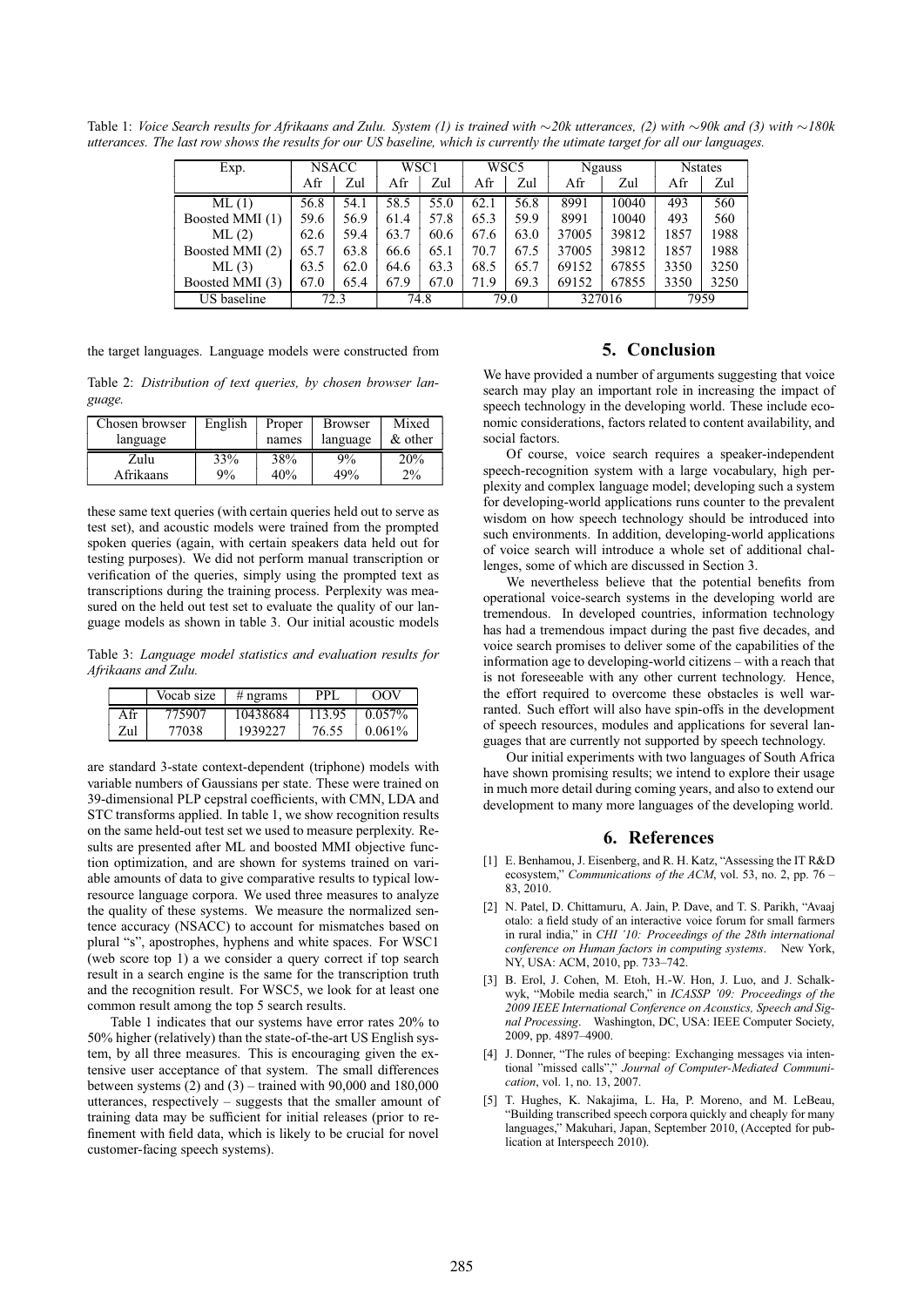Table 1: *Voice Search results for Afrikaans and Zulu. System (1) is trained with ∼20k utterances, (2) with ∼90k and (3) with ∼180k utterances. The last row shows the results for our US baseline, which is currently the utimate target for all our languages.*

| Exp. | NSACC | | WSC1 | | WSC5 | | Ngauss | | Nstates | |
|---|---|---|---|---|---|---|---|---|---|---|
| | Afr | Zul | Afr | Zul | Afr | Zul | Afr | Zul | Afr | Zul |
| ML (1) | 56.8 | 54.1 | 58.5 | 55.0 | 62.1 | 56.8 | 8991 | 10040 | 493 | 560 |
| Boosted MMI (1) | 59.6 | 56.9 | 61.4 | 57.8 | 65.3 | 59.9 | 8991 | 10040 | 493 | 560 |
| ML (2) | 62.6 | 59.4 | 63.7 | 60.6 | 67.6 | 63.0 | 37005 | 39812 | 1857 | 1988 |
| Boosted MMI (2) | 65.7 | 63.8 | 66.6 | 65.1 | 70.7 | 67.5 | 37005 | 39812 | 1857 | 1988 |
| ML (3) | 63.5 | 62.0 | 64.6 | 63.3 | 68.5 | 65.7 | 69152 | 67855 | 3350 | 3250 |
| Boosted MMI (3) | 67.0 | 65.4 | 67.9 | 67.0 | 71.9 | 69.3 | 69152 | 67855 | 3350 | 3250 |
| US baseline | 72.3 | | 74.8 | | 79.0 | | 327016 | | 7959 | |

the target languages. Language models were constructed from

Table 2: *Distribution of text queries, by chosen browser language.*

| Chosen browser language | English | Proper names | Browser language | Mixed & other |
|---|---|---|---|---|
| Zulu | 33% | 38% | 9% | 20% |
| Afrikaans | 9% | 40% | 49% | 2% |

these same text queries (with certain queries held out to serve as test set), and acoustic models were trained from the prompted spoken queries (again, with certain speakers data held out for testing purposes). We did not perform manual transcription or verification of the queries, simply using the prompted text as transcriptions during the training process. Perplexity was measured on the held out test set to evaluate the quality of our language models as shown in table 3. Our initial acoustic models

Table 3: *Language model statistics and evaluation results for Afrikaans and Zulu.*

| | Vocab size | # ngrams | PPL | OOV |
|---|---|---|---|---|
| Afr | 775907 | 10438684 | 113.95 | 0.057% |
| Zul | 77038 | 1939227 | 76.55 | 0.061% |

are standard 3-state context-dependent (triphone) models with variable numbers of Gaussians per state. These were trained on 39-dimensional PLP cepstral coefficients, with CMN, LDA and STC transforms applied. In table 1, we show recognition results on the same held-out test set we used to measure perplexity. Results are presented after ML and boosted MMI objective function optimization, and are shown for systems trained on variable amounts of data to give comparative results to typical low-resource language corpora. We used three measures to analyze the quality of these systems. We measure the normalized sentence accuracy (NSACC) to account for mismatches based on plural "s", apostrophes, hyphens and white spaces. For WSC1 (web score top 1) a we consider a query correct if top search result in a search engine is the same for the transcription truth and the recognition result. For WSC5, we look for at least one common result among the top 5 search results.

Table 1 indicates that our systems have error rates 20% to 50% higher (relatively) than the state-of-the-art US English system, by all three measures. This is encouraging given the extensive user acceptance of that system. The small differences between systems (2) and (3) – trained with 90,000 and 180,000 utterances, respectively – suggests that the smaller amount of training data may be sufficient for initial releases (prior to refinement with field data, which is likely to be crucial for novel customer-facing speech systems).

## 5. Conclusion

We have provided a number of arguments suggesting that voice search may play an important role in increasing the impact of speech technology in the developing world. These include economic considerations, factors related to content availability, and social factors.

Of course, voice search requires a speaker-independent speech-recognition system with a large vocabulary, high perplexity and complex language model; developing such a system for developing-world applications runs counter to the prevalent wisdom on how speech technology should be introduced into such environments. In addition, developing-world applications of voice search will introduce a whole set of additional challenges, some of which are discussed in Section 3.

We nevertheless believe that the potential benefits from operational voice-search systems in the developing world are tremendous. In developed countries, information technology has had a tremendous impact during the past five decades, and voice search promises to deliver some of the capabilities of the information age to developing-world citizens – with a reach that is not foreseeable with any other current technology. Hence, the effort required to overcome these obstacles is well warranted. Such effort will also have spin-offs in the development of speech resources, modules and applications for several languages that are currently not supported by speech technology.

Our initial experiments with two languages of South Africa have shown promising results; we intend to explore their usage in much more detail during coming years, and also to extend our development to many more languages of the developing world.

## 6. References

[1] E. Benhamou, J. Eisenberg, and R. H. Katz, "Assessing the IT R&D ecosystem," *Communications of the ACM*, vol. 53, no. 2, pp. 76 – 83, 2010.

[2] N. Patel, D. Chittamuru, A. Jain, P. Dave, and T. S. Parikh, "Avaaj otalo: a field study of an interactive voice forum for small farmers in rural india," in *CHI '10: Proceedings of the 28th international conference on Human factors in computing systems*. New York, NY, USA: ACM, 2010, pp. 733–742.

[3] B. Erol, J. Cohen, M. Etoh, H.-W. Hon, J. Luo, and J. Schalkwyk, "Mobile media search," in *ICASSP '09: Proceedings of the 2009 IEEE International Conference on Acoustics, Speech and Signal Processing*. Washington, DC, USA: IEEE Computer Society, 2009, pp. 4897–4900.

[4] J. Donner, "The rules of beeping: Exchanging messages via intentional "missed calls"," *Journal of Computer-Mediated Communication*, vol. 1, no. 13, 2007.

[5] T. Hughes, K. Nakajima, L. Ha, P. Moreno, and M. LeBeau, "Building transcribed speech corpora quickly and cheaply for many languages," Makuhari, Japan, September 2010, (Accepted for publication at Interspeech 2010).